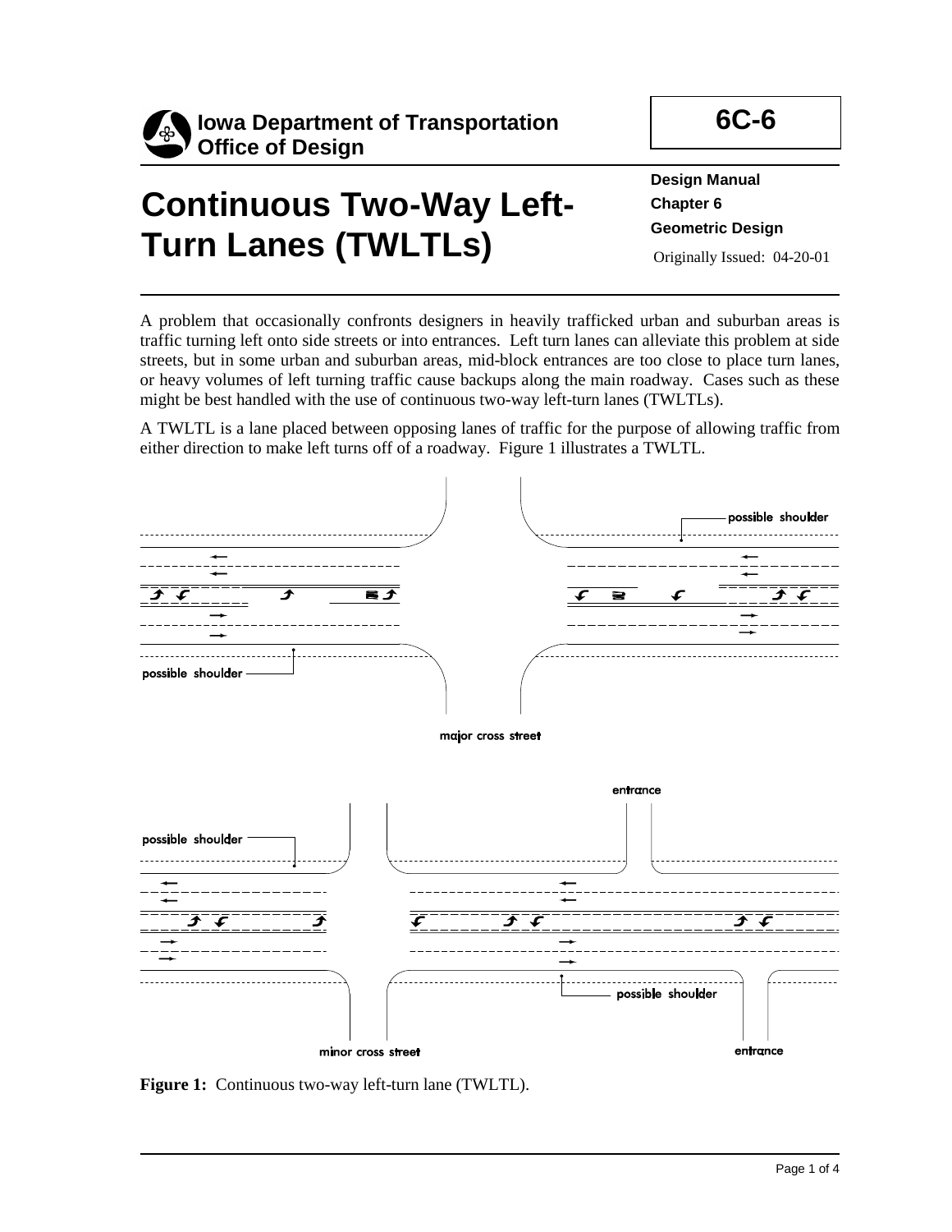**Iowa Department of Transportation**
**Office of Design**

**6C-6**

# Continuous Two-Way Left-Turn Lanes (TWLTLs)

**Design Manual**
**Chapter 6**
**Geometric Design**
Originally Issued: 04-20-01

A problem that occasionally confronts designers in heavily trafficked urban and suburban areas is traffic turning left onto side streets or into entrances. Left turn lanes can alleviate this problem at side streets, but in some urban and suburban areas, mid-block entrances are too close to place turn lanes, or heavy volumes of left turning traffic cause backups along the main roadway. Cases such as these might be best handled with the use of continuous two-way left-turn lanes (TWLTLs).

A TWLTL is a lane placed between opposing lanes of traffic for the purpose of allowing traffic from either direction to make left turns off of a roadway. Figure 1 illustrates a TWLTL.

possible shoulder

possible shoulder

major cross street

entrance

possible shoulder

possible shoulder

minor cross street

entrance

**Figure 1:** Continuous two-way left-turn lane (TWLTL).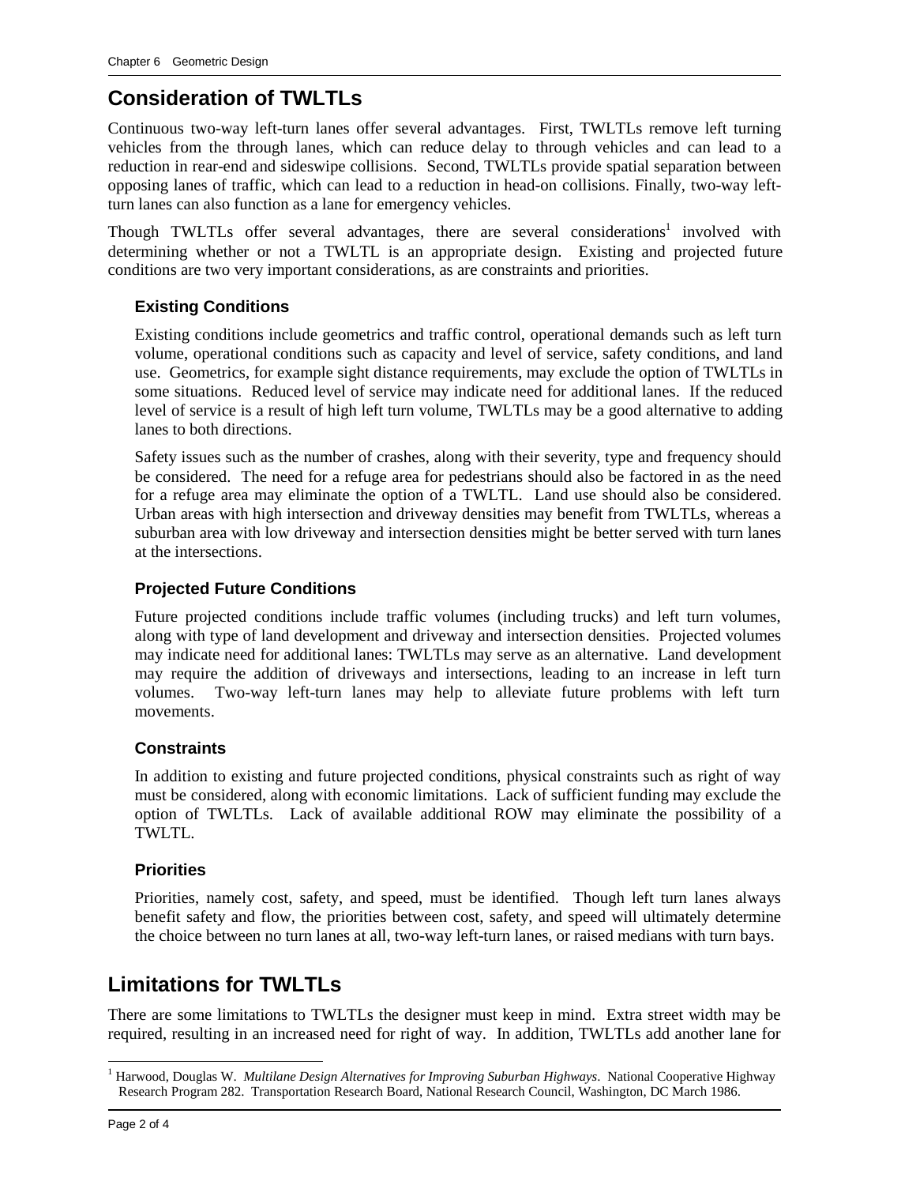## Consideration of TWLTLs

Continuous two-way left-turn lanes offer several advantages. First, TWLTLs remove left turning vehicles from the through lanes, which can reduce delay to through vehicles and can lead to a reduction in rear-end and sideswipe collisions. Second, TWLTLs provide spatial separation between opposing lanes of traffic, which can lead to a reduction in head-on collisions. Finally, two-way left-turn lanes can also function as a lane for emergency vehicles.

Though TWLTLs offer several advantages, there are several considerations[1] involved with determining whether or not a TWLTL is an appropriate design. Existing and projected future conditions are two very important considerations, as are constraints and priorities.

### Existing Conditions

Existing conditions include geometrics and traffic control, operational demands such as left turn volume, operational conditions such as capacity and level of service, safety conditions, and land use. Geometrics, for example sight distance requirements, may exclude the option of TWLTLs in some situations. Reduced level of service may indicate need for additional lanes. If the reduced level of service is a result of high left turn volume, TWLTLs may be a good alternative to adding lanes to both directions.

Safety issues such as the number of crashes, along with their severity, type and frequency should be considered. The need for a refuge area for pedestrians should also be factored in as the need for a refuge area may eliminate the option of a TWLTL. Land use should also be considered. Urban areas with high intersection and driveway densities may benefit from TWLTLs, whereas a suburban area with low driveway and intersection densities might be better served with turn lanes at the intersections.

### Projected Future Conditions

Future projected conditions include traffic volumes (including trucks) and left turn volumes, along with type of land development and driveway and intersection densities. Projected volumes may indicate need for additional lanes: TWLTLs may serve as an alternative. Land development may require the addition of driveways and intersections, leading to an increase in left turn volumes. Two-way left-turn lanes may help to alleviate future problems with left turn movements.

### Constraints

In addition to existing and future projected conditions, physical constraints such as right of way must be considered, along with economic limitations. Lack of sufficient funding may exclude the option of TWLTLs. Lack of available additional ROW may eliminate the possibility of a TWLTL.

### Priorities

Priorities, namely cost, safety, and speed, must be identified. Though left turn lanes always benefit safety and flow, the priorities between cost, safety, and speed will ultimately determine the choice between no turn lanes at all, two-way left-turn lanes, or raised medians with turn bays.

## Limitations for TWLTLs

There are some limitations to TWLTLs the designer must keep in mind. Extra street width may be required, resulting in an increased need for right of way. In addition, TWLTLs add another lane for

[1] Harwood, Douglas W. *Multilane Design Alternatives for Improving Suburban Highways*. National Cooperative Highway Research Program 282. Transportation Research Board, National Research Council, Washington, DC March 1986.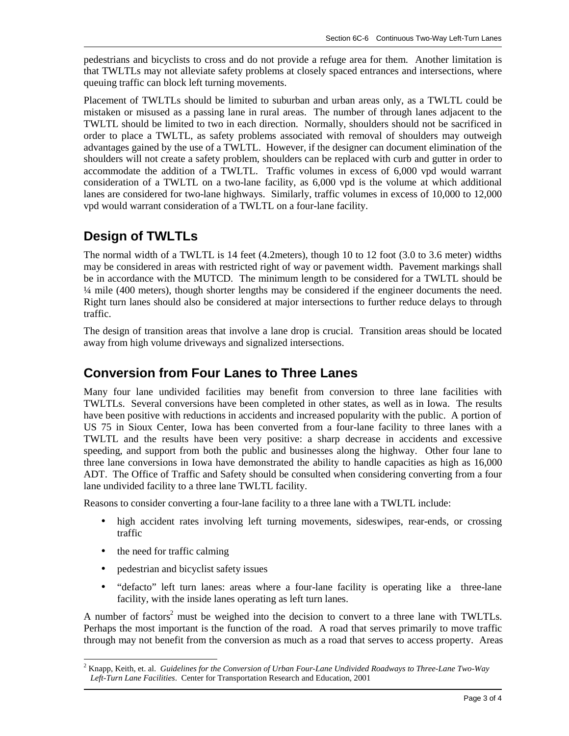pedestrians and bicyclists to cross and do not provide a refuge area for them. Another limitation is that TWLTLs may not alleviate safety problems at closely spaced entrances and intersections, where queuing traffic can block left turning movements.

Placement of TWLTLs should be limited to suburban and urban areas only, as a TWLTL could be mistaken or misused as a passing lane in rural areas. The number of through lanes adjacent to the TWLTL should be limited to two in each direction. Normally, shoulders should not be sacrificed in order to place a TWLTL, as safety problems associated with removal of shoulders may outweigh advantages gained by the use of a TWLTL. However, if the designer can document elimination of the shoulders will not create a safety problem, shoulders can be replaced with curb and gutter in order to accommodate the addition of a TWLTL. Traffic volumes in excess of 6,000 vpd would warrant consideration of a TWLTL on a two-lane facility, as 6,000 vpd is the volume at which additional lanes are considered for two-lane highways. Similarly, traffic volumes in excess of 10,000 to 12,000 vpd would warrant consideration of a TWLTL on a four-lane facility.

## Design of TWLTLs

The normal width of a TWLTL is 14 feet (4.2meters), though 10 to 12 foot (3.0 to 3.6 meter) widths may be considered in areas with restricted right of way or pavement width. Pavement markings shall be in accordance with the MUTCD. The minimum length to be considered for a TWLTL should be ¼ mile (400 meters), though shorter lengths may be considered if the engineer documents the need. Right turn lanes should also be considered at major intersections to further reduce delays to through traffic.

The design of transition areas that involve a lane drop is crucial. Transition areas should be located away from high volume driveways and signalized intersections.

## Conversion from Four Lanes to Three Lanes

Many four lane undivided facilities may benefit from conversion to three lane facilities with TWLTLs. Several conversions have been completed in other states, as well as in Iowa. The results have been positive with reductions in accidents and increased popularity with the public. A portion of US 75 in Sioux Center, Iowa has been converted from a four-lane facility to three lanes with a TWLTL and the results have been very positive: a sharp decrease in accidents and excessive speeding, and support from both the public and businesses along the highway. Other four lane to three lane conversions in Iowa have demonstrated the ability to handle capacities as high as 16,000 ADT. The Office of Traffic and Safety should be consulted when considering converting from a four lane undivided facility to a three lane TWLTL facility.

Reasons to consider converting a four-lane facility to a three lane with a TWLTL include:

- high accident rates involving left turning movements, sideswipes, rear-ends, or crossing traffic
- the need for traffic calming
- pedestrian and bicyclist safety issues
- "defacto" left turn lanes: areas where a four-lane facility is operating like a three-lane facility, with the inside lanes operating as left turn lanes.

A number of factors[2] must be weighed into the decision to convert to a three lane with TWLTLs. Perhaps the most important is the function of the road. A road that serves primarily to move traffic through may not benefit from the conversion as much as a road that serves to access property. Areas

---

[2] Knapp, Keith, et. al. *Guidelines for the Conversion of Urban Four-Lane Undivided Roadways to Three-Lane Two-Way Left-Turn Lane Facilities*. Center for Transportation Research and Education, 2001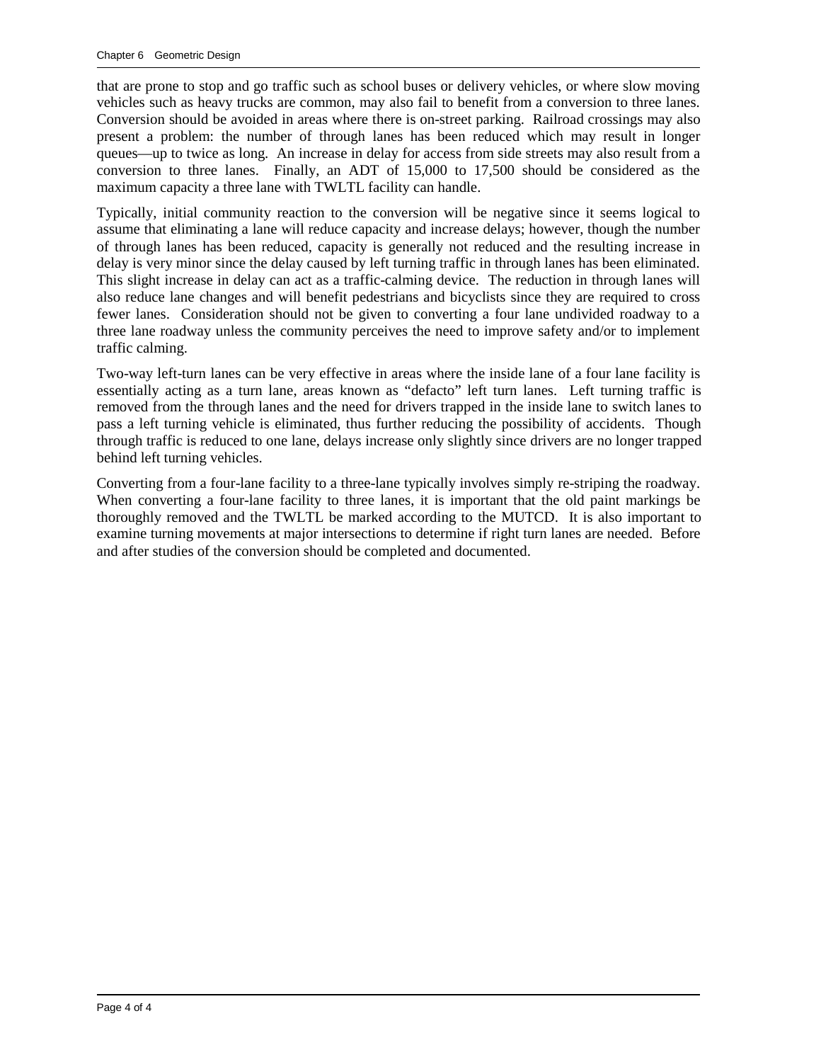that are prone to stop and go traffic such as school buses or delivery vehicles, or where slow moving vehicles such as heavy trucks are common, may also fail to benefit from a conversion to three lanes. Conversion should be avoided in areas where there is on-street parking. Railroad crossings may also present a problem: the number of through lanes has been reduced which may result in longer queues—up to twice as long. An increase in delay for access from side streets may also result from a conversion to three lanes. Finally, an ADT of 15,000 to 17,500 should be considered as the maximum capacity a three lane with TWLTL facility can handle.

Typically, initial community reaction to the conversion will be negative since it seems logical to assume that eliminating a lane will reduce capacity and increase delays; however, though the number of through lanes has been reduced, capacity is generally not reduced and the resulting increase in delay is very minor since the delay caused by left turning traffic in through lanes has been eliminated. This slight increase in delay can act as a traffic-calming device. The reduction in through lanes will also reduce lane changes and will benefit pedestrians and bicyclists since they are required to cross fewer lanes. Consideration should not be given to converting a four lane undivided roadway to a three lane roadway unless the community perceives the need to improve safety and/or to implement traffic calming.

Two-way left-turn lanes can be very effective in areas where the inside lane of a four lane facility is essentially acting as a turn lane, areas known as "defacto" left turn lanes. Left turning traffic is removed from the through lanes and the need for drivers trapped in the inside lane to switch lanes to pass a left turning vehicle is eliminated, thus further reducing the possibility of accidents. Though through traffic is reduced to one lane, delays increase only slightly since drivers are no longer trapped behind left turning vehicles.

Converting from a four-lane facility to a three-lane typically involves simply re-striping the roadway. When converting a four-lane facility to three lanes, it is important that the old paint markings be thoroughly removed and the TWLTL be marked according to the MUTCD. It is also important to examine turning movements at major intersections to determine if right turn lanes are needed. Before and after studies of the conversion should be completed and documented.